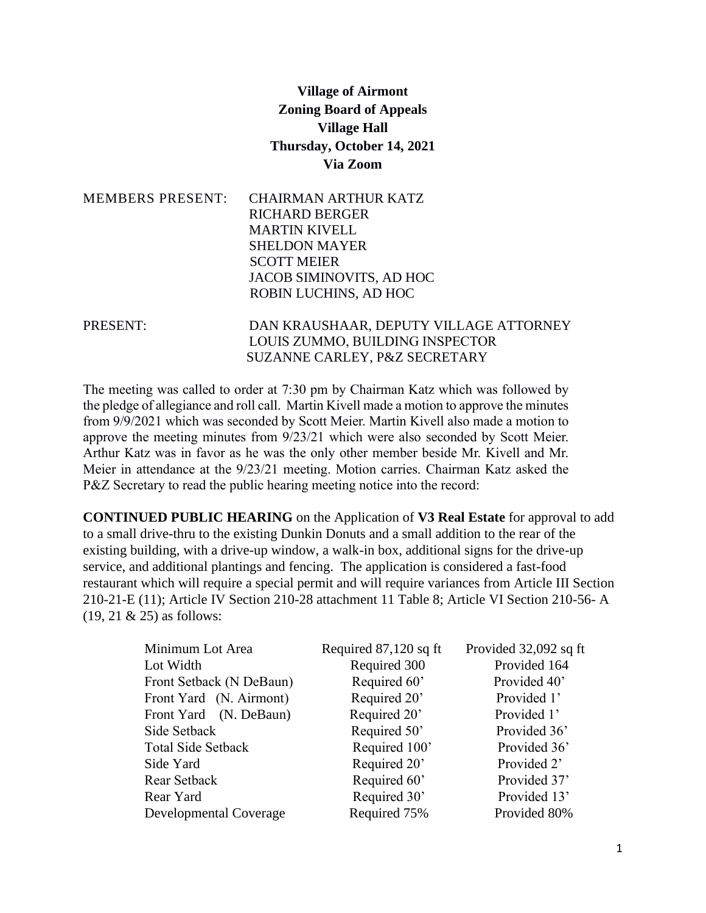**Village of Airmont**
**Zoning Board of Appeals**
**Village Hall**
**Thursday, October 14, 2021**
**Via Zoom**

MEMBERS PRESENT: CHAIRMAN ARTHUR KATZ
RICHARD BERGER
MARTIN KIVELL
SHELDON MAYER
SCOTT MEIER
JACOB SIMINOVITS, AD HOC
ROBIN LUCHINS, AD HOC

PRESENT: DAN KRAUSHAAR, DEPUTY VILLAGE ATTORNEY
LOUIS ZUMMO, BUILDING INSPECTOR
SUZANNE CARLEY, P&Z SECRETARY

The meeting was called to order at 7:30 pm by Chairman Katz which was followed by the pledge of allegiance and roll call. Martin Kivell made a motion to approve the minutes from 9/9/2021 which was seconded by Scott Meier. Martin Kivell also made a motion to approve the meeting minutes from 9/23/21 which were also seconded by Scott Meier. Arthur Katz was in favor as he was the only other member beside Mr. Kivell and Mr. Meier in attendance at the 9/23/21 meeting. Motion carries. Chairman Katz asked the P&Z Secretary to read the public hearing meeting notice into the record:

**CONTINUED PUBLIC HEARING** on the Application of **V3 Real Estate** for approval to add to a small drive-thru to the existing Dunkin Donuts and a small addition to the rear of the existing building, with a drive-up window, a walk-in box, additional signs for the drive-up service, and additional plantings and fencing. The application is considered a fast-food restaurant which will require a special permit and will require variances from Article III Section 210-21-E (11); Article IV Section 210-28 attachment 11 Table 8; Article VI Section 210-56- A (19, 21 & 25) as follows:

| | | |
|---|---|---|
| Minimum Lot Area | Required 87,120 sq ft | Provided 32,092 sq ft |
| Lot Width | Required 300 | Provided 164 |
| Front Setback (N DeBaun) | Required 60’ | Provided 40’ |
| Front Yard (N. Airmont) | Required 20’ | Provided 1’ |
| Front Yard (N. DeBaun) | Required 20’ | Provided 1’ |
| Side Setback | Required 50’ | Provided 36’ |
| Total Side Setback | Required 100’ | Provided 36’ |
| Side Yard | Required 20’ | Provided 2’ |
| Rear Setback | Required 60’ | Provided 37’ |
| Rear Yard | Required 30’ | Provided 13’ |
| Developmental Coverage | Required 75% | Provided 80% |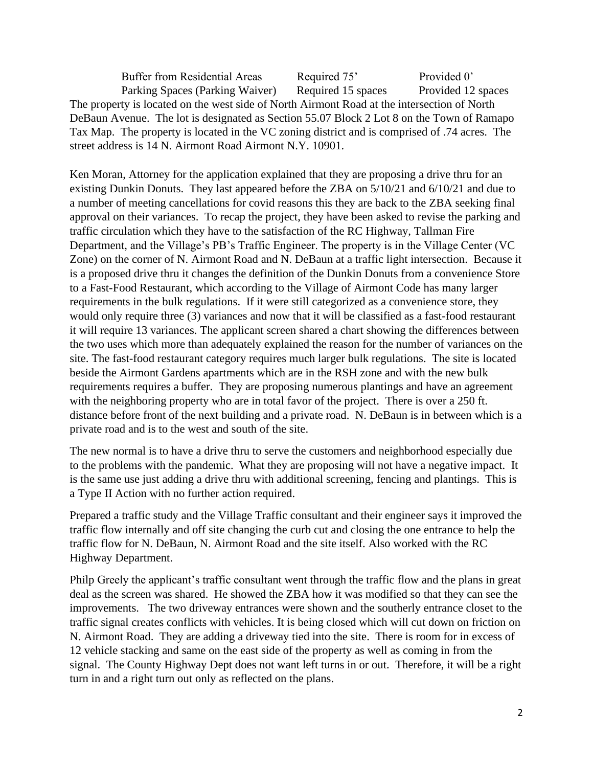| | | |
|---|---|---|
| Buffer from Residential Areas | Required 75' | Provided 0' |
| Parking Spaces (Parking Waiver) | Required 15 spaces | Provided 12 spaces |

The property is located on the west side of North Airmont Road at the intersection of North DeBaun Avenue. The lot is designated as Section 55.07 Block 2 Lot 8 on the Town of Ramapo Tax Map. The property is located in the VC zoning district and is comprised of .74 acres. The street address is 14 N. Airmont Road Airmont N.Y. 10901.

Ken Moran, Attorney for the application explained that they are proposing a drive thru for an existing Dunkin Donuts. They last appeared before the ZBA on 5/10/21 and 6/10/21 and due to a number of meeting cancellations for covid reasons this they are back to the ZBA seeking final approval on their variances. To recap the project, they have been asked to revise the parking and traffic circulation which they have to the satisfaction of the RC Highway, Tallman Fire Department, and the Village's PB's Traffic Engineer. The property is in the Village Center (VC Zone) on the corner of N. Airmont Road and N. DeBaun at a traffic light intersection. Because it is a proposed drive thru it changes the definition of the Dunkin Donuts from a convenience Store to a Fast-Food Restaurant, which according to the Village of Airmont Code has many larger requirements in the bulk regulations. If it were still categorized as a convenience store, they would only require three (3) variances and now that it will be classified as a fast-food restaurant it will require 13 variances. The applicant screen shared a chart showing the differences between the two uses which more than adequately explained the reason for the number of variances on the site. The fast-food restaurant category requires much larger bulk regulations. The site is located beside the Airmont Gardens apartments which are in the RSH zone and with the new bulk requirements requires a buffer. They are proposing numerous plantings and have an agreement with the neighboring property who are in total favor of the project. There is over a 250 ft. distance before front of the next building and a private road. N. DeBaun is in between which is a private road and is to the west and south of the site.

The new normal is to have a drive thru to serve the customers and neighborhood especially due to the problems with the pandemic. What they are proposing will not have a negative impact. It is the same use just adding a drive thru with additional screening, fencing and plantings. This is a Type II Action with no further action required.

Prepared a traffic study and the Village Traffic consultant and their engineer says it improved the traffic flow internally and off site changing the curb cut and closing the one entrance to help the traffic flow for N. DeBaun, N. Airmont Road and the site itself. Also worked with the RC Highway Department.

Philp Greely the applicant's traffic consultant went through the traffic flow and the plans in great deal as the screen was shared. He showed the ZBA how it was modified so that they can see the improvements. The two driveway entrances were shown and the southerly entrance closet to the traffic signal creates conflicts with vehicles. It is being closed which will cut down on friction on N. Airmont Road. They are adding a driveway tied into the site. There is room for in excess of 12 vehicle stacking and same on the east side of the property as well as coming in from the signal. The County Highway Dept does not want left turns in or out. Therefore, it will be a right turn in and a right turn out only as reflected on the plans.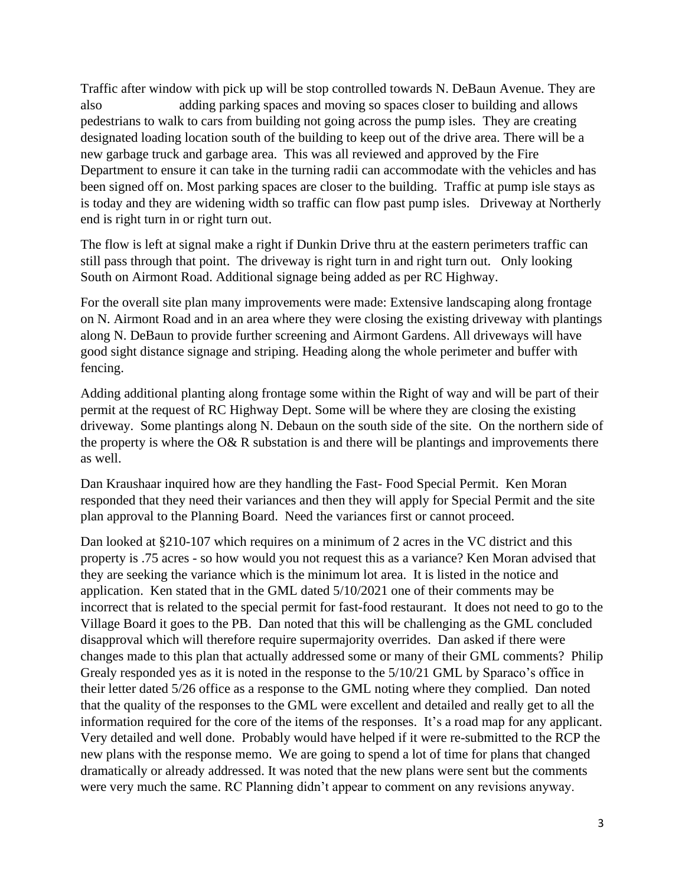Traffic after window with pick up will be stop controlled towards N. DeBaun Avenue. They are also adding parking spaces and moving so spaces closer to building and allows pedestrians to walk to cars from building not going across the pump isles. They are creating designated loading location south of the building to keep out of the drive area. There will be a new garbage truck and garbage area. This was all reviewed and approved by the Fire Department to ensure it can take in the turning radii can accommodate with the vehicles and has been signed off on. Most parking spaces are closer to the building. Traffic at pump isle stays as is today and they are widening width so traffic can flow past pump isles. Driveway at Northerly end is right turn in or right turn out.

The flow is left at signal make a right if Dunkin Drive thru at the eastern perimeters traffic can still pass through that point. The driveway is right turn in and right turn out. Only looking South on Airmont Road. Additional signage being added as per RC Highway.

For the overall site plan many improvements were made: Extensive landscaping along frontage on N. Airmont Road and in an area where they were closing the existing driveway with plantings along N. DeBaun to provide further screening and Airmont Gardens. All driveways will have good sight distance signage and striping. Heading along the whole perimeter and buffer with fencing.

Adding additional planting along frontage some within the Right of way and will be part of their permit at the request of RC Highway Dept. Some will be where they are closing the existing driveway. Some plantings along N. Debaun on the south side of the site. On the northern side of the property is where the O& R substation is and there will be plantings and improvements there as well.

Dan Kraushaar inquired how are they handling the Fast- Food Special Permit. Ken Moran responded that they need their variances and then they will apply for Special Permit and the site plan approval to the Planning Board. Need the variances first or cannot proceed.

Dan looked at §210-107 which requires on a minimum of 2 acres in the VC district and this property is .75 acres - so how would you not request this as a variance? Ken Moran advised that they are seeking the variance which is the minimum lot area. It is listed in the notice and application. Ken stated that in the GML dated 5/10/2021 one of their comments may be incorrect that is related to the special permit for fast-food restaurant. It does not need to go to the Village Board it goes to the PB. Dan noted that this will be challenging as the GML concluded disapproval which will therefore require supermajority overrides. Dan asked if there were changes made to this plan that actually addressed some or many of their GML comments? Philip Grealy responded yes as it is noted in the response to the 5/10/21 GML by Sparaco's office in their letter dated 5/26 office as a response to the GML noting where they complied. Dan noted that the quality of the responses to the GML were excellent and detailed and really get to all the information required for the core of the items of the responses. It's a road map for any applicant. Very detailed and well done. Probably would have helped if it were re-submitted to the RCP the new plans with the response memo. We are going to spend a lot of time for plans that changed dramatically or already addressed. It was noted that the new plans were sent but the comments were very much the same. RC Planning didn't appear to comment on any revisions anyway.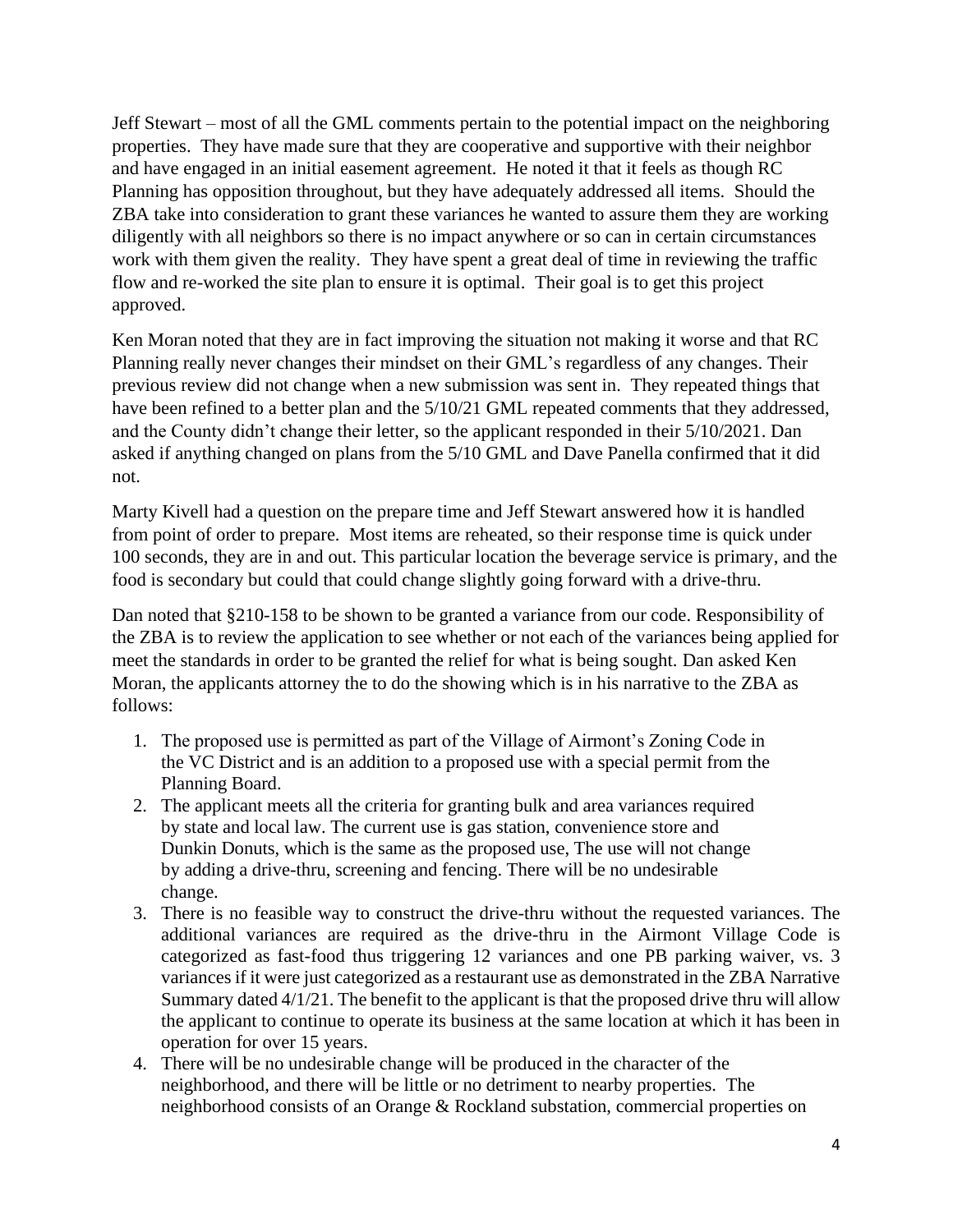Jeff Stewart – most of all the GML comments pertain to the potential impact on the neighboring properties. They have made sure that they are cooperative and supportive with their neighbor and have engaged in an initial easement agreement. He noted it that it feels as though RC Planning has opposition throughout, but they have adequately addressed all items. Should the ZBA take into consideration to grant these variances he wanted to assure them they are working diligently with all neighbors so there is no impact anywhere or so can in certain circumstances work with them given the reality. They have spent a great deal of time in reviewing the traffic flow and re-worked the site plan to ensure it is optimal. Their goal is to get this project approved.

Ken Moran noted that they are in fact improving the situation not making it worse and that RC Planning really never changes their mindset on their GML's regardless of any changes. Their previous review did not change when a new submission was sent in. They repeated things that have been refined to a better plan and the 5/10/21 GML repeated comments that they addressed, and the County didn't change their letter, so the applicant responded in their 5/10/2021. Dan asked if anything changed on plans from the 5/10 GML and Dave Panella confirmed that it did not.

Marty Kivell had a question on the prepare time and Jeff Stewart answered how it is handled from point of order to prepare. Most items are reheated, so their response time is quick under 100 seconds, they are in and out. This particular location the beverage service is primary, and the food is secondary but could that could change slightly going forward with a drive-thru.

Dan noted that §210-158 to be shown to be granted a variance from our code. Responsibility of the ZBA is to review the application to see whether or not each of the variances being applied for meet the standards in order to be granted the relief for what is being sought. Dan asked Ken Moran, the applicants attorney the to do the showing which is in his narrative to the ZBA as follows:

1. The proposed use is permitted as part of the Village of Airmont's Zoning Code in the VC District and is an addition to a proposed use with a special permit from the Planning Board.
2. The applicant meets all the criteria for granting bulk and area variances required by state and local law. The current use is gas station, convenience store and Dunkin Donuts, which is the same as the proposed use, The use will not change by adding a drive-thru, screening and fencing. There will be no undesirable change.
3. There is no feasible way to construct the drive-thru without the requested variances. The additional variances are required as the drive-thru in the Airmont Village Code is categorized as fast-food thus triggering 12 variances and one PB parking waiver, vs. 3 variances if it were just categorized as a restaurant use as demonstrated in the ZBA Narrative Summary dated 4/1/21. The benefit to the applicant is that the proposed drive thru will allow the applicant to continue to operate its business at the same location at which it has been in operation for over 15 years.
4. There will be no undesirable change will be produced in the character of the neighborhood, and there will be little or no detriment to nearby properties. The neighborhood consists of an Orange & Rockland substation, commercial properties on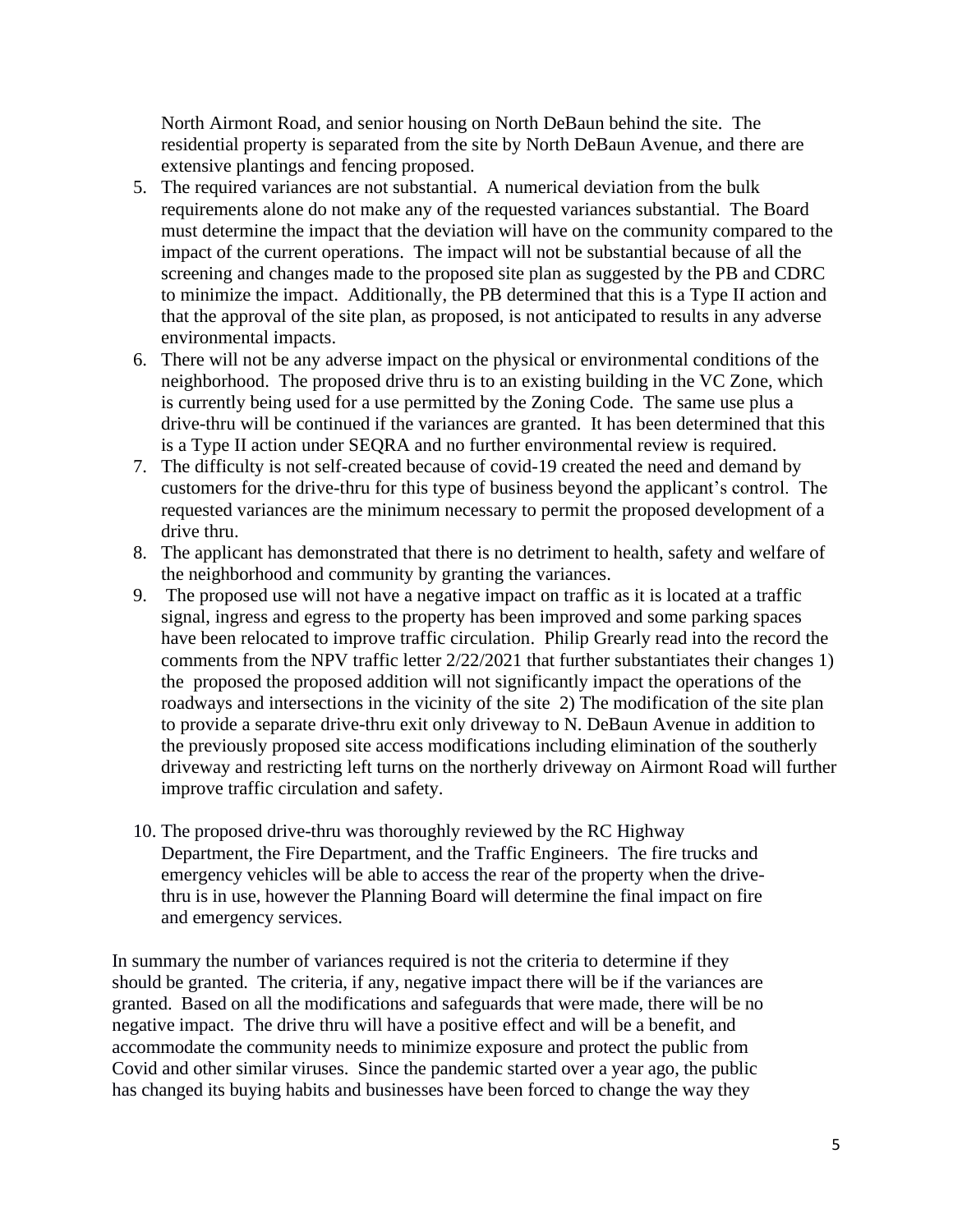North Airmont Road, and senior housing on North DeBaun behind the site. The residential property is separated from the site by North DeBaun Avenue, and there are extensive plantings and fencing proposed.

5. The required variances are not substantial. A numerical deviation from the bulk requirements alone do not make any of the requested variances substantial. The Board must determine the impact that the deviation will have on the community compared to the impact of the current operations. The impact will not be substantial because of all the screening and changes made to the proposed site plan as suggested by the PB and CDRC to minimize the impact. Additionally, the PB determined that this is a Type II action and that the approval of the site plan, as proposed, is not anticipated to results in any adverse environmental impacts.
6. There will not be any adverse impact on the physical or environmental conditions of the neighborhood. The proposed drive thru is to an existing building in the VC Zone, which is currently being used for a use permitted by the Zoning Code. The same use plus a drive-thru will be continued if the variances are granted. It has been determined that this is a Type II action under SEQRA and no further environmental review is required.
7. The difficulty is not self-created because of covid-19 created the need and demand by customers for the drive-thru for this type of business beyond the applicant's control. The requested variances are the minimum necessary to permit the proposed development of a drive thru.
8. The applicant has demonstrated that there is no detriment to health, safety and welfare of the neighborhood and community by granting the variances.
9. The proposed use will not have a negative impact on traffic as it is located at a traffic signal, ingress and egress to the property has been improved and some parking spaces have been relocated to improve traffic circulation. Philip Grearly read into the record the comments from the NPV traffic letter 2/22/2021 that further substantiates their changes 1) the proposed the proposed addition will not significantly impact the operations of the roadways and intersections in the vicinity of the site 2) The modification of the site plan to provide a separate drive-thru exit only driveway to N. DeBaun Avenue in addition to the previously proposed site access modifications including elimination of the southerly driveway and restricting left turns on the northerly driveway on Airmont Road will further improve traffic circulation and safety.
10. The proposed drive-thru was thoroughly reviewed by the RC Highway Department, the Fire Department, and the Traffic Engineers. The fire trucks and emergency vehicles will be able to access the rear of the property when the drive-thru is in use, however the Planning Board will determine the final impact on fire and emergency services.

In summary the number of variances required is not the criteria to determine if they should be granted. The criteria, if any, negative impact there will be if the variances are granted. Based on all the modifications and safeguards that were made, there will be no negative impact. The drive thru will have a positive effect and will be a benefit, and accommodate the community needs to minimize exposure and protect the public from Covid and other similar viruses. Since the pandemic started over a year ago, the public has changed its buying habits and businesses have been forced to change the way they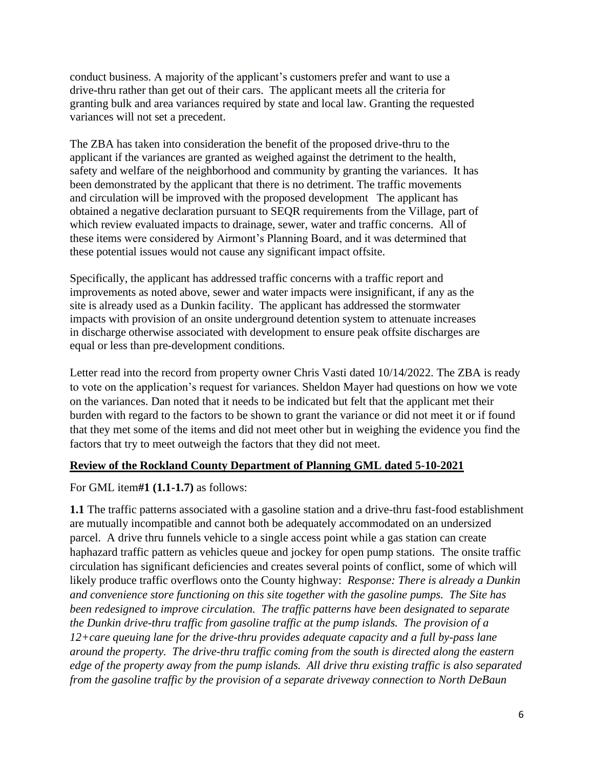conduct business. A majority of the applicant's customers prefer and want to use a drive-thru rather than get out of their cars. The applicant meets all the criteria for granting bulk and area variances required by state and local law. Granting the requested variances will not set a precedent.

The ZBA has taken into consideration the benefit of the proposed drive-thru to the applicant if the variances are granted as weighed against the detriment to the health, safety and welfare of the neighborhood and community by granting the variances. It has been demonstrated by the applicant that there is no detriment. The traffic movements and circulation will be improved with the proposed development The applicant has obtained a negative declaration pursuant to SEQR requirements from the Village, part of which review evaluated impacts to drainage, sewer, water and traffic concerns. All of these items were considered by Airmont's Planning Board, and it was determined that these potential issues would not cause any significant impact offsite.

Specifically, the applicant has addressed traffic concerns with a traffic report and improvements as noted above, sewer and water impacts were insignificant, if any as the site is already used as a Dunkin facility. The applicant has addressed the stormwater impacts with provision of an onsite underground detention system to attenuate increases in discharge otherwise associated with development to ensure peak offsite discharges are equal or less than pre-development conditions.

Letter read into the record from property owner Chris Vasti dated 10/14/2022. The ZBA is ready to vote on the application's request for variances. Sheldon Mayer had questions on how we vote on the variances. Dan noted that it needs to be indicated but felt that the applicant met their burden with regard to the factors to be shown to grant the variance or did not meet it or if found that they met some of the items and did not meet other but in weighing the evidence you find the factors that try to meet outweigh the factors that they did not meet.

**Review of the Rockland County Department of Planning GML dated 5-10-2021**

For GML item**#1 (1.1-1.7)** as follows:

**1.1** The traffic patterns associated with a gasoline station and a drive-thru fast-food establishment are mutually incompatible and cannot both be adequately accommodated on an undersized parcel. A drive thru funnels vehicle to a single access point while a gas station can create haphazard traffic pattern as vehicles queue and jockey for open pump stations. The onsite traffic circulation has significant deficiencies and creates several points of conflict, some of which will likely produce traffic overflows onto the County highway: *Response: There is already a Dunkin and convenience store functioning on this site together with the gasoline pumps. The Site has been redesigned to improve circulation. The traffic patterns have been designated to separate the Dunkin drive-thru traffic from gasoline traffic at the pump islands. The provision of a 12+care queuing lane for the drive-thru provides adequate capacity and a full by-pass lane around the property. The drive-thru traffic coming from the south is directed along the eastern edge of the property away from the pump islands. All drive thru existing traffic is also separated from the gasoline traffic by the provision of a separate driveway connection to North DeBaun*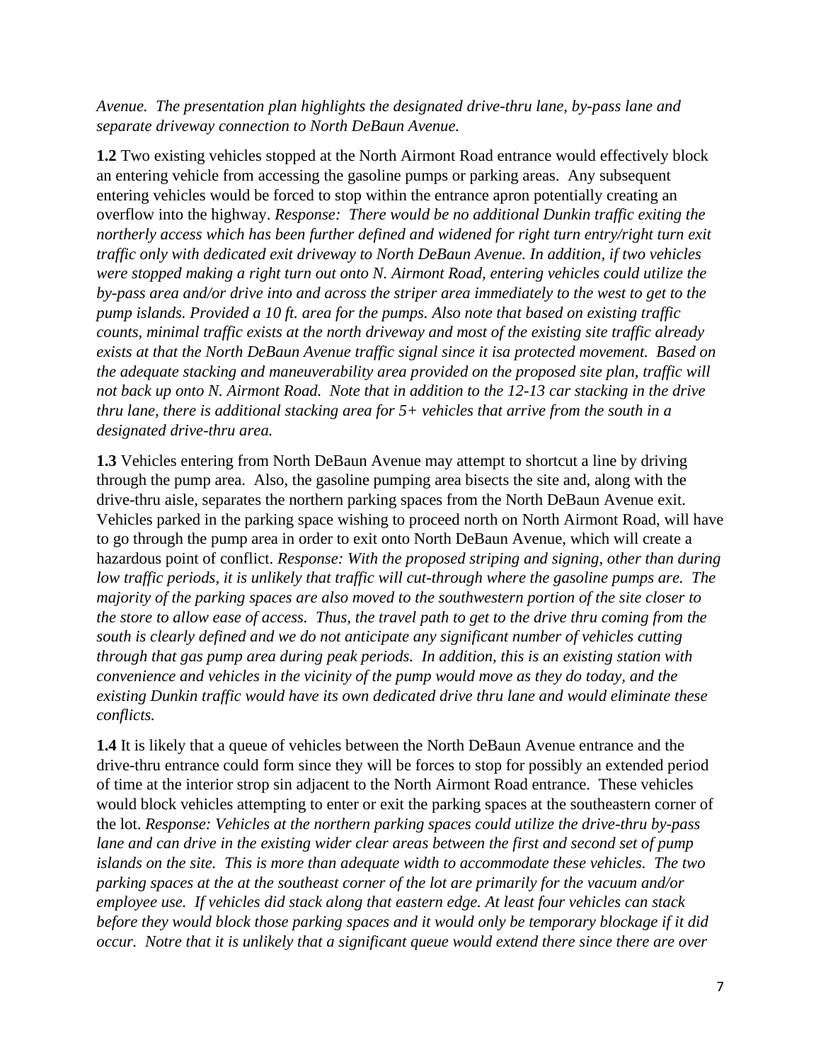*Avenue. The presentation plan highlights the designated drive-thru lane, by-pass lane and separate driveway connection to North DeBaun Avenue.*

**1.2** Two existing vehicles stopped at the North Airmont Road entrance would effectively block an entering vehicle from accessing the gasoline pumps or parking areas. Any subsequent entering vehicles would be forced to stop within the entrance apron potentially creating an overflow into the highway. *Response: There would be no additional Dunkin traffic exiting the northerly access which has been further defined and widened for right turn entry/right turn exit traffic only with dedicated exit driveway to North DeBaun Avenue. In addition, if two vehicles were stopped making a right turn out onto N. Airmont Road, entering vehicles could utilize the by-pass area and/or drive into and across the striper area immediately to the west to get to the pump islands. Provided a 10 ft. area for the pumps. Also note that based on existing traffic counts, minimal traffic exists at the north driveway and most of the existing site traffic already exists at that the North DeBaun Avenue traffic signal since it isa protected movement. Based on the adequate stacking and maneuverability area provided on the proposed site plan, traffic will not back up onto N. Airmont Road. Note that in addition to the 12-13 car stacking in the drive thru lane, there is additional stacking area for 5+ vehicles that arrive from the south in a designated drive-thru area.*

**1.3** Vehicles entering from North DeBaun Avenue may attempt to shortcut a line by driving through the pump area. Also, the gasoline pumping area bisects the site and, along with the drive-thru aisle, separates the northern parking spaces from the North DeBaun Avenue exit. Vehicles parked in the parking space wishing to proceed north on North Airmont Road, will have to go through the pump area in order to exit onto North DeBaun Avenue, which will create a hazardous point of conflict. *Response: With the proposed striping and signing, other than during low traffic periods, it is unlikely that traffic will cut-through where the gasoline pumps are. The majority of the parking spaces are also moved to the southwestern portion of the site closer to the store to allow ease of access. Thus, the travel path to get to the drive thru coming from the south is clearly defined and we do not anticipate any significant number of vehicles cutting through that gas pump area during peak periods. In addition, this is an existing station with convenience and vehicles in the vicinity of the pump would move as they do today, and the existing Dunkin traffic would have its own dedicated drive thru lane and would eliminate these conflicts.*

**1.4** It is likely that a queue of vehicles between the North DeBaun Avenue entrance and the drive-thru entrance could form since they will be forces to stop for possibly an extended period of time at the interior strop sin adjacent to the North Airmont Road entrance. These vehicles would block vehicles attempting to enter or exit the parking spaces at the southeastern corner of the lot. *Response: Vehicles at the northern parking spaces could utilize the drive-thru by-pass lane and can drive in the existing wider clear areas between the first and second set of pump islands on the site. This is more than adequate width to accommodate these vehicles. The two parking spaces at the at the southeast corner of the lot are primarily for the vacuum and/or employee use. If vehicles did stack along that eastern edge. At least four vehicles can stack before they would block those parking spaces and it would only be temporary blockage if it did occur. Notre that it is unlikely that a significant queue would extend there since there are over*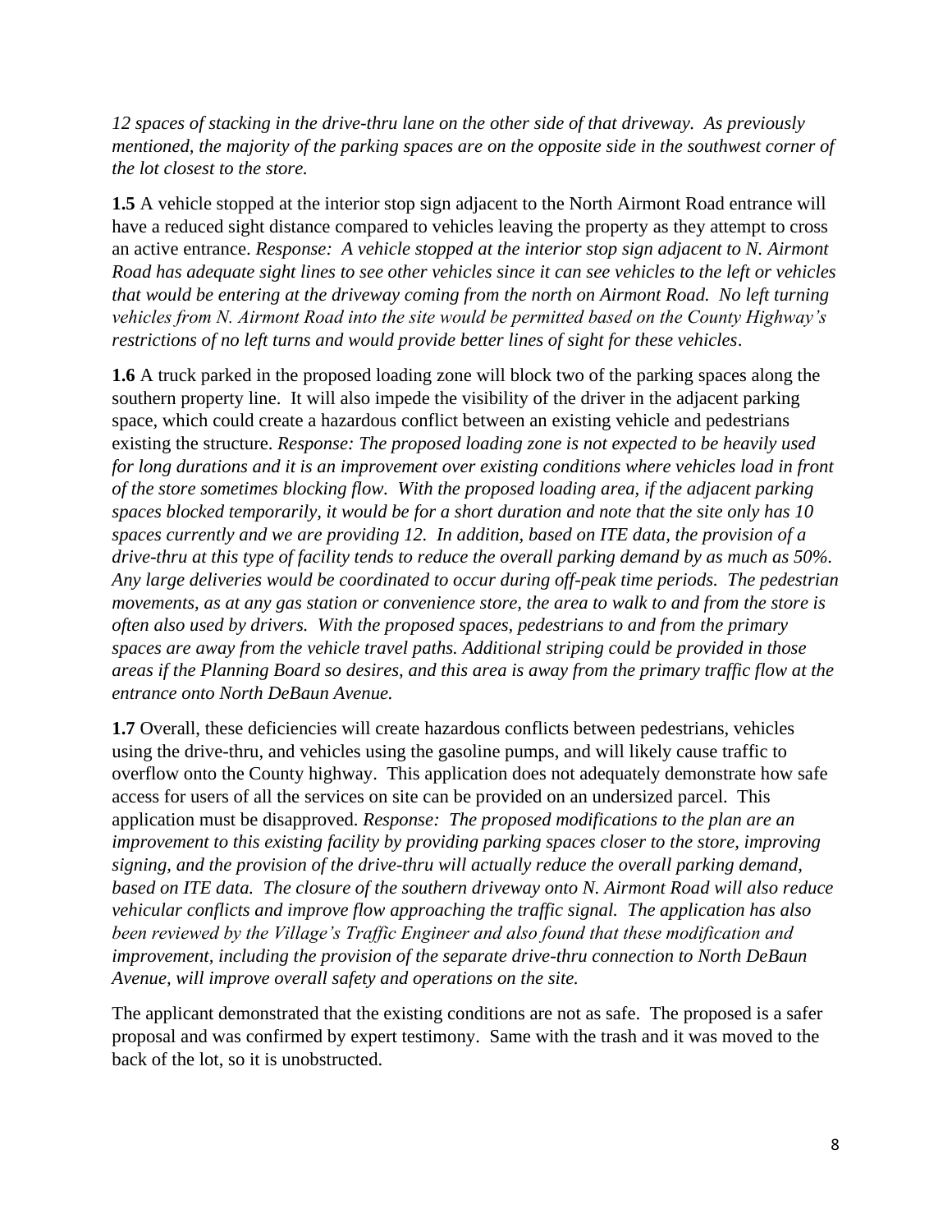*12 spaces of stacking in the drive-thru lane on the other side of that driveway. As previously mentioned, the majority of the parking spaces are on the opposite side in the southwest corner of the lot closest to the store.*

**1.5** A vehicle stopped at the interior stop sign adjacent to the North Airmont Road entrance will have a reduced sight distance compared to vehicles leaving the property as they attempt to cross an active entrance. *Response: A vehicle stopped at the interior stop sign adjacent to N. Airmont Road has adequate sight lines to see other vehicles since it can see vehicles to the left or vehicles that would be entering at the driveway coming from the north on Airmont Road. No left turning vehicles from N. Airmont Road into the site would be permitted based on the County Highway's restrictions of no left turns and would provide better lines of sight for these vehicles.*

**1.6** A truck parked in the proposed loading zone will block two of the parking spaces along the southern property line. It will also impede the visibility of the driver in the adjacent parking space, which could create a hazardous conflict between an existing vehicle and pedestrians existing the structure. *Response: The proposed loading zone is not expected to be heavily used for long durations and it is an improvement over existing conditions where vehicles load in front of the store sometimes blocking flow. With the proposed loading area, if the adjacent parking spaces blocked temporarily, it would be for a short duration and note that the site only has 10 spaces currently and we are providing 12. In addition, based on ITE data, the provision of a drive-thru at this type of facility tends to reduce the overall parking demand by as much as 50%. Any large deliveries would be coordinated to occur during off-peak time periods. The pedestrian movements, as at any gas station or convenience store, the area to walk to and from the store is often also used by drivers. With the proposed spaces, pedestrians to and from the primary spaces are away from the vehicle travel paths. Additional striping could be provided in those areas if the Planning Board so desires, and this area is away from the primary traffic flow at the entrance onto North DeBaun Avenue.*

**1.7** Overall, these deficiencies will create hazardous conflicts between pedestrians, vehicles using the drive-thru, and vehicles using the gasoline pumps, and will likely cause traffic to overflow onto the County highway. This application does not adequately demonstrate how safe access for users of all the services on site can be provided on an undersized parcel. This application must be disapproved. *Response: The proposed modifications to the plan are an improvement to this existing facility by providing parking spaces closer to the store, improving signing, and the provision of the drive-thru will actually reduce the overall parking demand, based on ITE data. The closure of the southern driveway onto N. Airmont Road will also reduce vehicular conflicts and improve flow approaching the traffic signal. The application has also been reviewed by the Village's Traffic Engineer and also found that these modification and improvement, including the provision of the separate drive-thru connection to North DeBaun Avenue, will improve overall safety and operations on the site.*

The applicant demonstrated that the existing conditions are not as safe. The proposed is a safer proposal and was confirmed by expert testimony. Same with the trash and it was moved to the back of the lot, so it is unobstructed.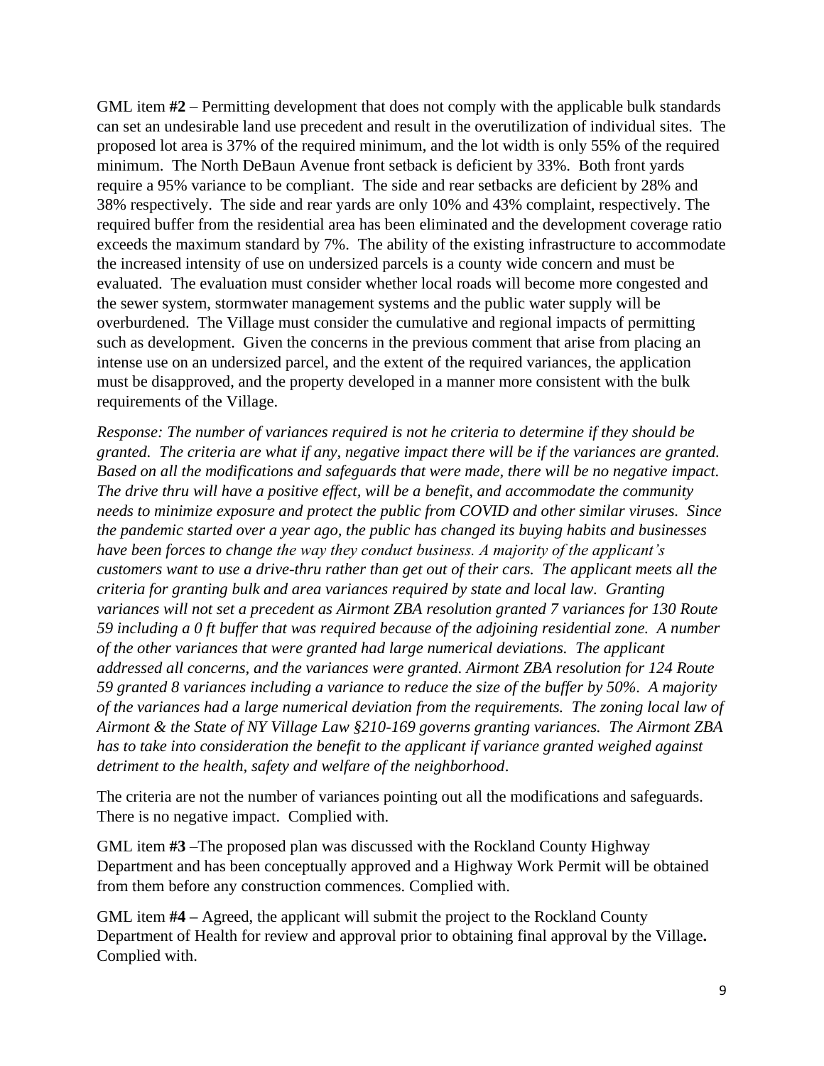GML item **#2** – Permitting development that does not comply with the applicable bulk standards can set an undesirable land use precedent and result in the overutilization of individual sites. The proposed lot area is 37% of the required minimum, and the lot width is only 55% of the required minimum. The North DeBaun Avenue front setback is deficient by 33%. Both front yards require a 95% variance to be compliant. The side and rear setbacks are deficient by 28% and 38% respectively. The side and rear yards are only 10% and 43% complaint, respectively. The required buffer from the residential area has been eliminated and the development coverage ratio exceeds the maximum standard by 7%. The ability of the existing infrastructure to accommodate the increased intensity of use on undersized parcels is a county wide concern and must be evaluated. The evaluation must consider whether local roads will become more congested and the sewer system, stormwater management systems and the public water supply will be overburdened. The Village must consider the cumulative and regional impacts of permitting such as development. Given the concerns in the previous comment that arise from placing an intense use on an undersized parcel, and the extent of the required variances, the application must be disapproved, and the property developed in a manner more consistent with the bulk requirements of the Village.

*Response: The number of variances required is not he criteria to determine if they should be granted. The criteria are what if any, negative impact there will be if the variances are granted. Based on all the modifications and safeguards that were made, there will be no negative impact. The drive thru will have a positive effect, will be a benefit, and accommodate the community needs to minimize exposure and protect the public from COVID and other similar viruses. Since the pandemic started over a year ago, the public has changed its buying habits and businesses have been forces to change the way they conduct business. A majority of the applicant's customers want to use a drive-thru rather than get out of their cars. The applicant meets all the criteria for granting bulk and area variances required by state and local law. Granting variances will not set a precedent as Airmont ZBA resolution granted 7 variances for 130 Route 59 including a 0 ft buffer that was required because of the adjoining residential zone. A number of the other variances that were granted had large numerical deviations. The applicant addressed all concerns, and the variances were granted. Airmont ZBA resolution for 124 Route 59 granted 8 variances including a variance to reduce the size of the buffer by 50%. A majority of the variances had a large numerical deviation from the requirements. The zoning local law of Airmont & the State of NY Village Law §210-169 governs granting variances. The Airmont ZBA has to take into consideration the benefit to the applicant if variance granted weighed against detriment to the health, safety and welfare of the neighborhood.*

The criteria are not the number of variances pointing out all the modifications and safeguards. There is no negative impact. Complied with.

GML item **#3** –The proposed plan was discussed with the Rockland County Highway Department and has been conceptually approved and a Highway Work Permit will be obtained from them before any construction commences. Complied with.

GML item **#4 –** Agreed, the applicant will submit the project to the Rockland County Department of Health for review and approval prior to obtaining final approval by the Village**.** Complied with.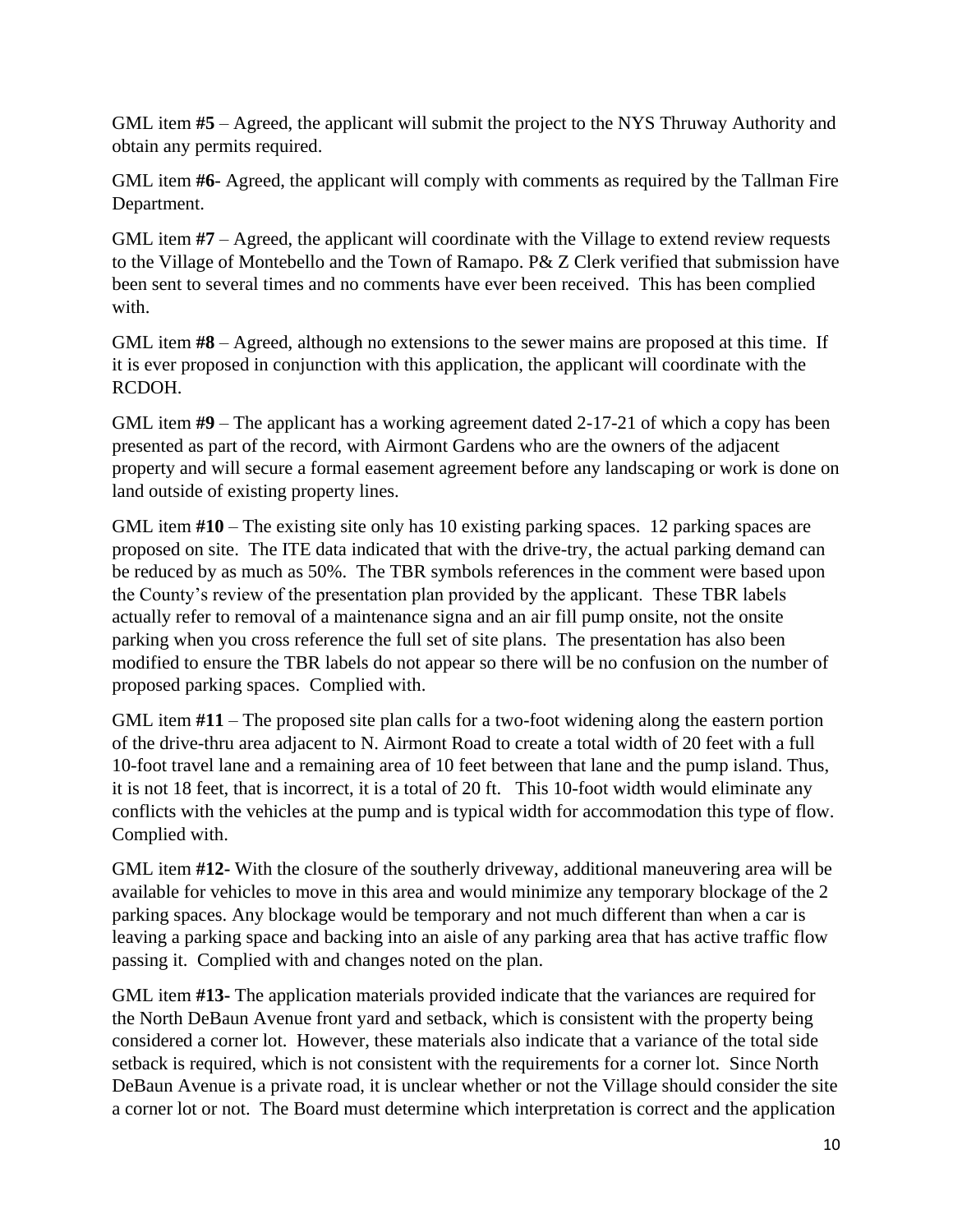GML item **#5** – Agreed, the applicant will submit the project to the NYS Thruway Authority and obtain any permits required.

GML item **#6**- Agreed, the applicant will comply with comments as required by the Tallman Fire Department.

GML item **#7** – Agreed, the applicant will coordinate with the Village to extend review requests to the Village of Montebello and the Town of Ramapo. P& Z Clerk verified that submission have been sent to several times and no comments have ever been received. This has been complied with.

GML item **#8** – Agreed, although no extensions to the sewer mains are proposed at this time. If it is ever proposed in conjunction with this application, the applicant will coordinate with the RCDOH.

GML item **#9** – The applicant has a working agreement dated 2-17-21 of which a copy has been presented as part of the record, with Airmont Gardens who are the owners of the adjacent property and will secure a formal easement agreement before any landscaping or work is done on land outside of existing property lines.

GML item **#10** – The existing site only has 10 existing parking spaces. 12 parking spaces are proposed on site. The ITE data indicated that with the drive-try, the actual parking demand can be reduced by as much as 50%. The TBR symbols references in the comment were based upon the County's review of the presentation plan provided by the applicant. These TBR labels actually refer to removal of a maintenance signa and an air fill pump onsite, not the onsite parking when you cross reference the full set of site plans. The presentation has also been modified to ensure the TBR labels do not appear so there will be no confusion on the number of proposed parking spaces. Complied with.

GML item **#11** – The proposed site plan calls for a two-foot widening along the eastern portion of the drive-thru area adjacent to N. Airmont Road to create a total width of 20 feet with a full 10-foot travel lane and a remaining area of 10 feet between that lane and the pump island. Thus, it is not 18 feet, that is incorrect, it is a total of 20 ft. This 10-foot width would eliminate any conflicts with the vehicles at the pump and is typical width for accommodation this type of flow. Complied with.

GML item **#12**- With the closure of the southerly driveway, additional maneuvering area will be available for vehicles to move in this area and would minimize any temporary blockage of the 2 parking spaces. Any blockage would be temporary and not much different than when a car is leaving a parking space and backing into an aisle of any parking area that has active traffic flow passing it. Complied with and changes noted on the plan.

GML item **#13**- The application materials provided indicate that the variances are required for the North DeBaun Avenue front yard and setback, which is consistent with the property being considered a corner lot. However, these materials also indicate that a variance of the total side setback is required, which is not consistent with the requirements for a corner lot. Since North DeBaun Avenue is a private road, it is unclear whether or not the Village should consider the site a corner lot or not. The Board must determine which interpretation is correct and the application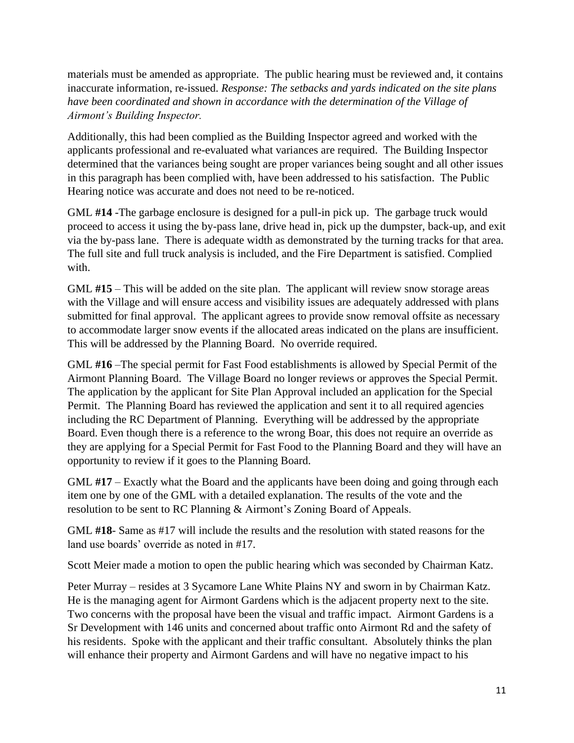materials must be amended as appropriate. The public hearing must be reviewed and, it contains inaccurate information, re-issued. *Response: The setbacks and yards indicated on the site plans have been coordinated and shown in accordance with the determination of the Village of Airmont's Building Inspector.*

Additionally, this had been complied as the Building Inspector agreed and worked with the applicants professional and re-evaluated what variances are required. The Building Inspector determined that the variances being sought are proper variances being sought and all other issues in this paragraph has been complied with, have been addressed to his satisfaction. The Public Hearing notice was accurate and does not need to be re-noticed.

GML **#14** -The garbage enclosure is designed for a pull-in pick up. The garbage truck would proceed to access it using the by-pass lane, drive head in, pick up the dumpster, back-up, and exit via the by-pass lane. There is adequate width as demonstrated by the turning tracks for that area. The full site and full truck analysis is included, and the Fire Department is satisfied. Complied with.

GML **#15** – This will be added on the site plan. The applicant will review snow storage areas with the Village and will ensure access and visibility issues are adequately addressed with plans submitted for final approval. The applicant agrees to provide snow removal offsite as necessary to accommodate larger snow events if the allocated areas indicated on the plans are insufficient. This will be addressed by the Planning Board. No override required.

GML **#16** –The special permit for Fast Food establishments is allowed by Special Permit of the Airmont Planning Board. The Village Board no longer reviews or approves the Special Permit. The application by the applicant for Site Plan Approval included an application for the Special Permit. The Planning Board has reviewed the application and sent it to all required agencies including the RC Department of Planning. Everything will be addressed by the appropriate Board. Even though there is a reference to the wrong Boar, this does not require an override as they are applying for a Special Permit for Fast Food to the Planning Board and they will have an opportunity to review if it goes to the Planning Board.

GML **#17** – Exactly what the Board and the applicants have been doing and going through each item one by one of the GML with a detailed explanation. The results of the vote and the resolution to be sent to RC Planning & Airmont's Zoning Board of Appeals.

GML **#18**- Same as #17 will include the results and the resolution with stated reasons for the land use boards' override as noted in #17.

Scott Meier made a motion to open the public hearing which was seconded by Chairman Katz.

Peter Murray – resides at 3 Sycamore Lane White Plains NY and sworn in by Chairman Katz. He is the managing agent for Airmont Gardens which is the adjacent property next to the site. Two concerns with the proposal have been the visual and traffic impact. Airmont Gardens is a Sr Development with 146 units and concerned about traffic onto Airmont Rd and the safety of his residents. Spoke with the applicant and their traffic consultant. Absolutely thinks the plan will enhance their property and Airmont Gardens and will have no negative impact to his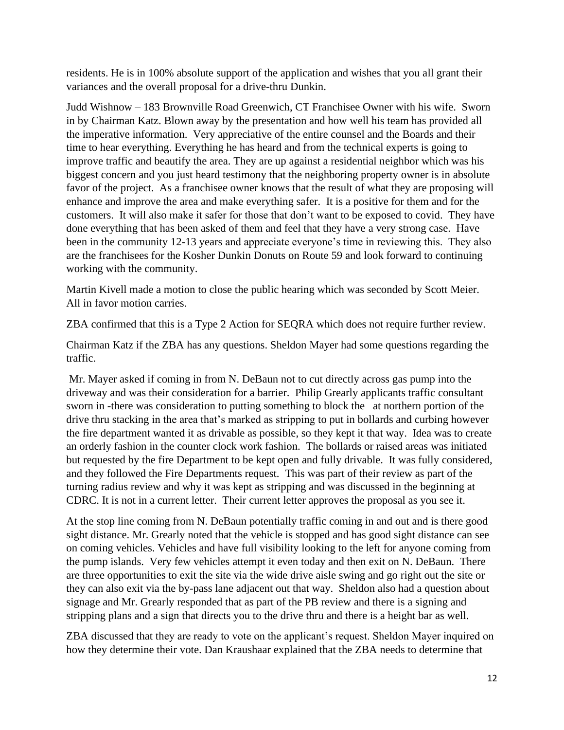residents. He is in 100% absolute support of the application and wishes that you all grant their variances and the overall proposal for a drive-thru Dunkin.

Judd Wishnow – 183 Brownville Road Greenwich, CT Franchisee Owner with his wife. Sworn in by Chairman Katz. Blown away by the presentation and how well his team has provided all the imperative information. Very appreciative of the entire counsel and the Boards and their time to hear everything. Everything he has heard and from the technical experts is going to improve traffic and beautify the area. They are up against a residential neighbor which was his biggest concern and you just heard testimony that the neighboring property owner is in absolute favor of the project. As a franchisee owner knows that the result of what they are proposing will enhance and improve the area and make everything safer. It is a positive for them and for the customers. It will also make it safer for those that don't want to be exposed to covid. They have done everything that has been asked of them and feel that they have a very strong case. Have been in the community 12-13 years and appreciate everyone's time in reviewing this. They also are the franchisees for the Kosher Dunkin Donuts on Route 59 and look forward to continuing working with the community.

Martin Kivell made a motion to close the public hearing which was seconded by Scott Meier. All in favor motion carries.

ZBA confirmed that this is a Type 2 Action for SEQRA which does not require further review.

Chairman Katz if the ZBA has any questions. Sheldon Mayer had some questions regarding the traffic.

Mr. Mayer asked if coming in from N. DeBaun not to cut directly across gas pump into the driveway and was their consideration for a barrier. Philip Grearly applicants traffic consultant sworn in -there was consideration to putting something to block the at northern portion of the drive thru stacking in the area that's marked as stripping to put in bollards and curbing however the fire department wanted it as drivable as possible, so they kept it that way. Idea was to create an orderly fashion in the counter clock work fashion. The bollards or raised areas was initiated but requested by the fire Department to be kept open and fully drivable. It was fully considered, and they followed the Fire Departments request. This was part of their review as part of the turning radius review and why it was kept as stripping and was discussed in the beginning at CDRC. It is not in a current letter. Their current letter approves the proposal as you see it.

At the stop line coming from N. DeBaun potentially traffic coming in and out and is there good sight distance. Mr. Grearly noted that the vehicle is stopped and has good sight distance can see on coming vehicles. Vehicles and have full visibility looking to the left for anyone coming from the pump islands. Very few vehicles attempt it even today and then exit on N. DeBaun. There are three opportunities to exit the site via the wide drive aisle swing and go right out the site or they can also exit via the by-pass lane adjacent out that way. Sheldon also had a question about signage and Mr. Grearly responded that as part of the PB review and there is a signing and stripping plans and a sign that directs you to the drive thru and there is a height bar as well.

ZBA discussed that they are ready to vote on the applicant's request. Sheldon Mayer inquired on how they determine their vote. Dan Kraushaar explained that the ZBA needs to determine that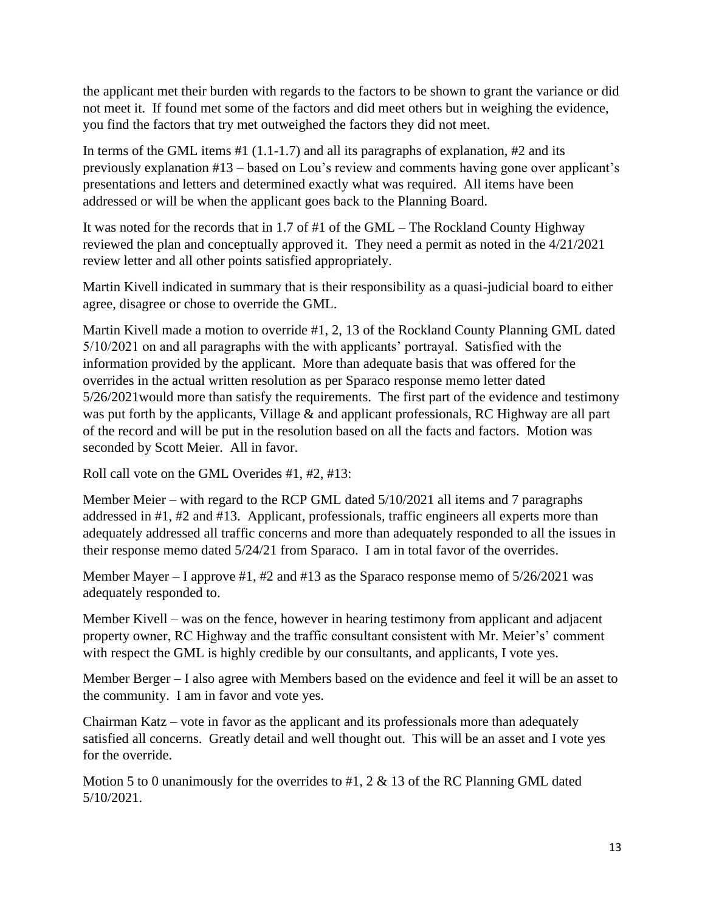the applicant met their burden with regards to the factors to be shown to grant the variance or did not meet it. If found met some of the factors and did meet others but in weighing the evidence, you find the factors that try met outweighed the factors they did not meet.

In terms of the GML items #1 (1.1-1.7) and all its paragraphs of explanation, #2 and its previously explanation #13 – based on Lou's review and comments having gone over applicant's presentations and letters and determined exactly what was required. All items have been addressed or will be when the applicant goes back to the Planning Board.

It was noted for the records that in 1.7 of #1 of the GML – The Rockland County Highway reviewed the plan and conceptually approved it. They need a permit as noted in the 4/21/2021 review letter and all other points satisfied appropriately.

Martin Kivell indicated in summary that is their responsibility as a quasi-judicial board to either agree, disagree or chose to override the GML.

Martin Kivell made a motion to override #1, 2, 13 of the Rockland County Planning GML dated 5/10/2021 on and all paragraphs with the with applicants' portrayal. Satisfied with the information provided by the applicant. More than adequate basis that was offered for the overrides in the actual written resolution as per Sparaco response memo letter dated 5/26/2021would more than satisfy the requirements. The first part of the evidence and testimony was put forth by the applicants, Village & and applicant professionals, RC Highway are all part of the record and will be put in the resolution based on all the facts and factors. Motion was seconded by Scott Meier. All in favor.

Roll call vote on the GML Overides #1, #2, #13:

Member Meier – with regard to the RCP GML dated 5/10/2021 all items and 7 paragraphs addressed in #1, #2 and #13. Applicant, professionals, traffic engineers all experts more than adequately addressed all traffic concerns and more than adequately responded to all the issues in their response memo dated 5/24/21 from Sparaco. I am in total favor of the overrides.

Member Mayer – I approve #1, #2 and #13 as the Sparaco response memo of 5/26/2021 was adequately responded to.

Member Kivell – was on the fence, however in hearing testimony from applicant and adjacent property owner, RC Highway and the traffic consultant consistent with Mr. Meier's' comment with respect the GML is highly credible by our consultants, and applicants, I vote yes.

Member Berger – I also agree with Members based on the evidence and feel it will be an asset to the community. I am in favor and vote yes.

Chairman Katz – vote in favor as the applicant and its professionals more than adequately satisfied all concerns. Greatly detail and well thought out. This will be an asset and I vote yes for the override.

Motion 5 to 0 unanimously for the overrides to #1, 2 & 13 of the RC Planning GML dated 5/10/2021.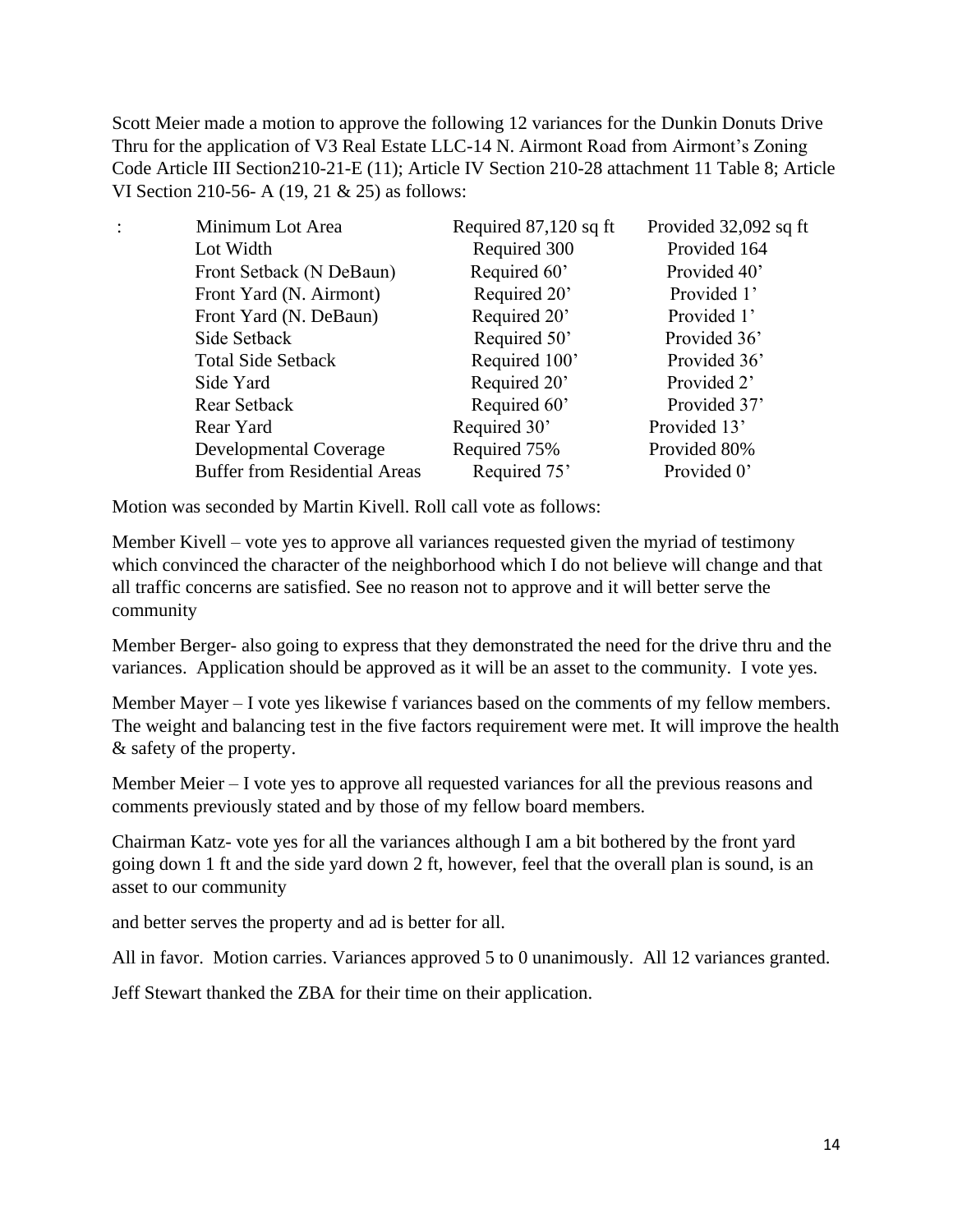Scott Meier made a motion to approve the following 12 variances for the Dunkin Donuts Drive Thru for the application of V3 Real Estate LLC-14 N. Airmont Road from Airmont's Zoning Code Article III Section210-21-E (11); Article IV Section 210-28 attachment 11 Table 8; Article VI Section 210-56- A (19, 21 & 25) as follows:

| : | | | |
|---|---|---|---|
| | Minimum Lot Area | Required 87,120 sq ft | Provided 32,092 sq ft |
| | Lot Width | Required 300 | Provided 164 |
| | Front Setback (N DeBaun) | Required 60' | Provided 40' |
| | Front Yard (N. Airmont) | Required 20' | Provided 1' |
| | Front Yard (N. DeBaun) | Required 20' | Provided 1' |
| | Side Setback | Required 50' | Provided 36' |
| | Total Side Setback | Required 100' | Provided 36' |
| | Side Yard | Required 20' | Provided 2' |
| | Rear Setback | Required 60' | Provided 37' |
| | Rear Yard | Required 30' | Provided 13' |
| | Developmental Coverage | Required 75% | Provided 80% |
| | Buffer from Residential Areas | Required 75' | Provided 0' |

Motion was seconded by Martin Kivell. Roll call vote as follows:

Member Kivell – vote yes to approve all variances requested given the myriad of testimony which convinced the character of the neighborhood which I do not believe will change and that all traffic concerns are satisfied. See no reason not to approve and it will better serve the community

Member Berger- also going to express that they demonstrated the need for the drive thru and the variances. Application should be approved as it will be an asset to the community. I vote yes.

Member Mayer – I vote yes likewise f variances based on the comments of my fellow members. The weight and balancing test in the five factors requirement were met. It will improve the health & safety of the property.

Member Meier – I vote yes to approve all requested variances for all the previous reasons and comments previously stated and by those of my fellow board members.

Chairman Katz- vote yes for all the variances although I am a bit bothered by the front yard going down 1 ft and the side yard down 2 ft, however, feel that the overall plan is sound, is an asset to our community

and better serves the property and ad is better for all.

All in favor. Motion carries. Variances approved 5 to 0 unanimously. All 12 variances granted.

Jeff Stewart thanked the ZBA for their time on their application.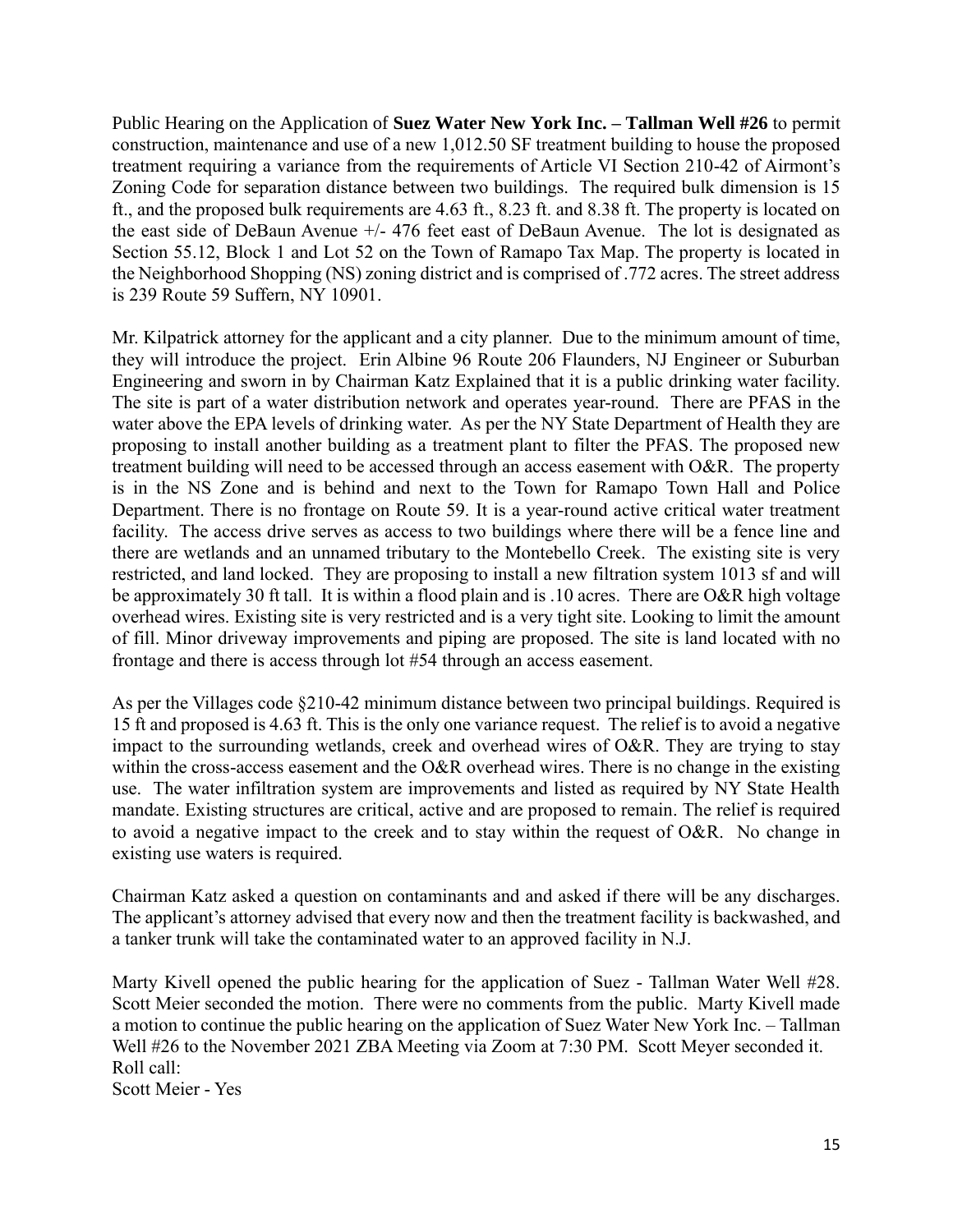Public Hearing on the Application of **Suez Water New York Inc. – Tallman Well #26** to permit construction, maintenance and use of a new 1,012.50 SF treatment building to house the proposed treatment requiring a variance from the requirements of Article VI Section 210-42 of Airmont's Zoning Code for separation distance between two buildings. The required bulk dimension is 15 ft., and the proposed bulk requirements are 4.63 ft., 8.23 ft. and 8.38 ft. The property is located on the east side of DeBaun Avenue +/- 476 feet east of DeBaun Avenue. The lot is designated as Section 55.12, Block 1 and Lot 52 on the Town of Ramapo Tax Map. The property is located in the Neighborhood Shopping (NS) zoning district and is comprised of .772 acres. The street address is 239 Route 59 Suffern, NY 10901.

Mr. Kilpatrick attorney for the applicant and a city planner. Due to the minimum amount of time, they will introduce the project. Erin Albine 96 Route 206 Flaunders, NJ Engineer or Suburban Engineering and sworn in by Chairman Katz Explained that it is a public drinking water facility. The site is part of a water distribution network and operates year-round. There are PFAS in the water above the EPA levels of drinking water. As per the NY State Department of Health they are proposing to install another building as a treatment plant to filter the PFAS. The proposed new treatment building will need to be accessed through an access easement with O&R. The property is in the NS Zone and is behind and next to the Town for Ramapo Town Hall and Police Department. There is no frontage on Route 59. It is a year-round active critical water treatment facility. The access drive serves as access to two buildings where there will be a fence line and there are wetlands and an unnamed tributary to the Montebello Creek. The existing site is very restricted, and land locked. They are proposing to install a new filtration system 1013 sf and will be approximately 30 ft tall. It is within a flood plain and is .10 acres. There are O&R high voltage overhead wires. Existing site is very restricted and is a very tight site. Looking to limit the amount of fill. Minor driveway improvements and piping are proposed. The site is land located with no frontage and there is access through lot #54 through an access easement.

As per the Villages code §210-42 minimum distance between two principal buildings. Required is 15 ft and proposed is 4.63 ft. This is the only one variance request. The relief is to avoid a negative impact to the surrounding wetlands, creek and overhead wires of O&R. They are trying to stay within the cross-access easement and the O&R overhead wires. There is no change in the existing use. The water infiltration system are improvements and listed as required by NY State Health mandate. Existing structures are critical, active and are proposed to remain. The relief is required to avoid a negative impact to the creek and to stay within the request of O&R. No change in existing use waters is required.

Chairman Katz asked a question on contaminants and and asked if there will be any discharges. The applicant's attorney advised that every now and then the treatment facility is backwashed, and a tanker trunk will take the contaminated water to an approved facility in N.J.

Marty Kivell opened the public hearing for the application of Suez - Tallman Water Well #28. Scott Meier seconded the motion. There were no comments from the public. Marty Kivell made a motion to continue the public hearing on the application of Suez Water New York Inc. – Tallman Well #26 to the November 2021 ZBA Meeting via Zoom at 7:30 PM. Scott Meyer seconded it.
Roll call:
Scott Meier - Yes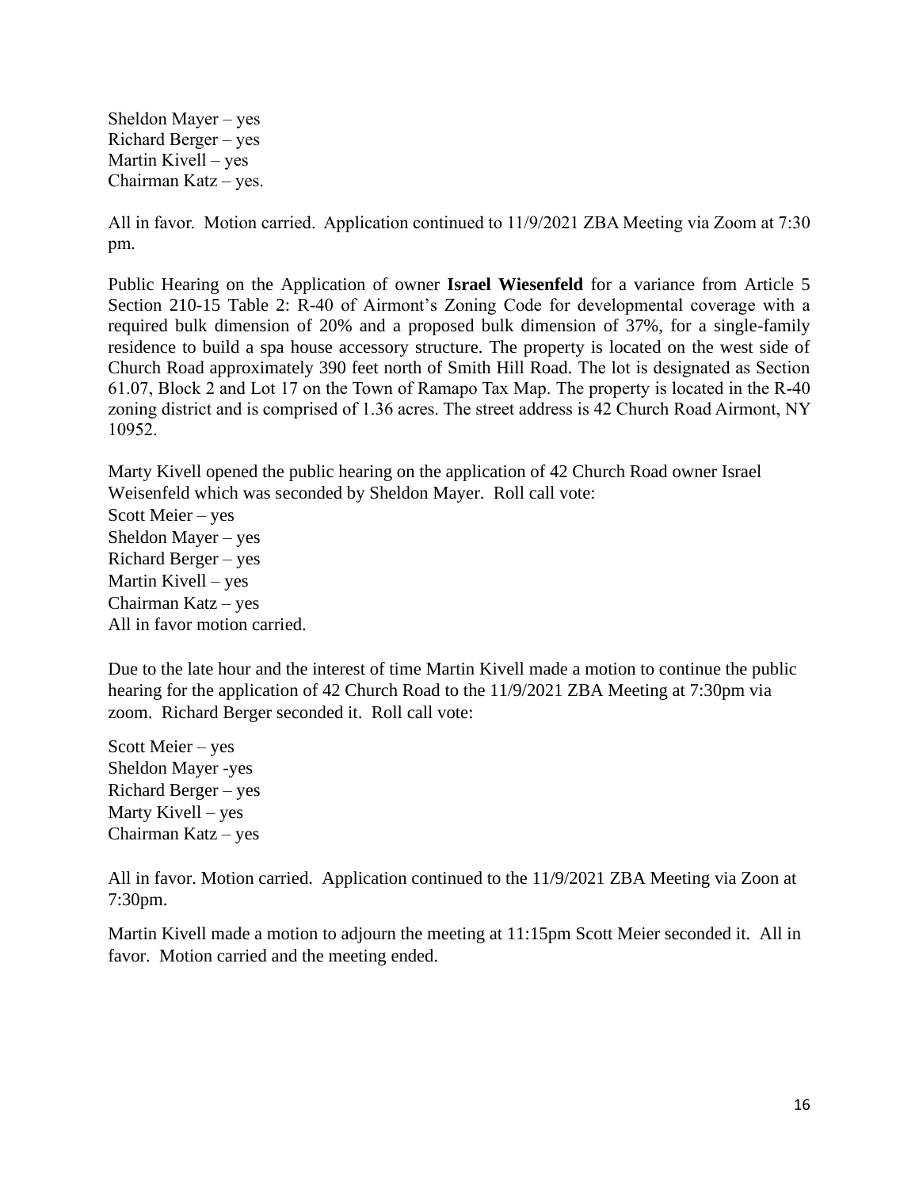Sheldon Mayer – yes  
Richard Berger – yes  
Martin Kivell – yes  
Chairman Katz – yes.

All in favor. Motion carried. Application continued to 11/9/2021 ZBA Meeting via Zoom at 7:30 pm.

Public Hearing on the Application of owner **Israel Wiesenfeld** for a variance from Article 5 Section 210-15 Table 2: R-40 of Airmont's Zoning Code for developmental coverage with a required bulk dimension of 20% and a proposed bulk dimension of 37%, for a single-family residence to build a spa house accessory structure. The property is located on the west side of Church Road approximately 390 feet north of Smith Hill Road. The lot is designated as Section 61.07, Block 2 and Lot 17 on the Town of Ramapo Tax Map. The property is located in the R-40 zoning district and is comprised of 1.36 acres. The street address is 42 Church Road Airmont, NY 10952.

Marty Kivell opened the public hearing on the application of 42 Church Road owner Israel Weisenfeld which was seconded by Sheldon Mayer. Roll call vote:  
Scott Meier – yes  
Sheldon Mayer – yes  
Richard Berger – yes  
Martin Kivell – yes  
Chairman Katz – yes  
All in favor motion carried.

Due to the late hour and the interest of time Martin Kivell made a motion to continue the public hearing for the application of 42 Church Road to the 11/9/2021 ZBA Meeting at 7:30pm via zoom. Richard Berger seconded it. Roll call vote:

Scott Meier – yes  
Sheldon Mayer -yes  
Richard Berger – yes  
Marty Kivell – yes  
Chairman Katz – yes

All in favor. Motion carried. Application continued to the 11/9/2021 ZBA Meeting via Zoon at 7:30pm.

Martin Kivell made a motion to adjourn the meeting at 11:15pm Scott Meier seconded it. All in favor. Motion carried and the meeting ended.